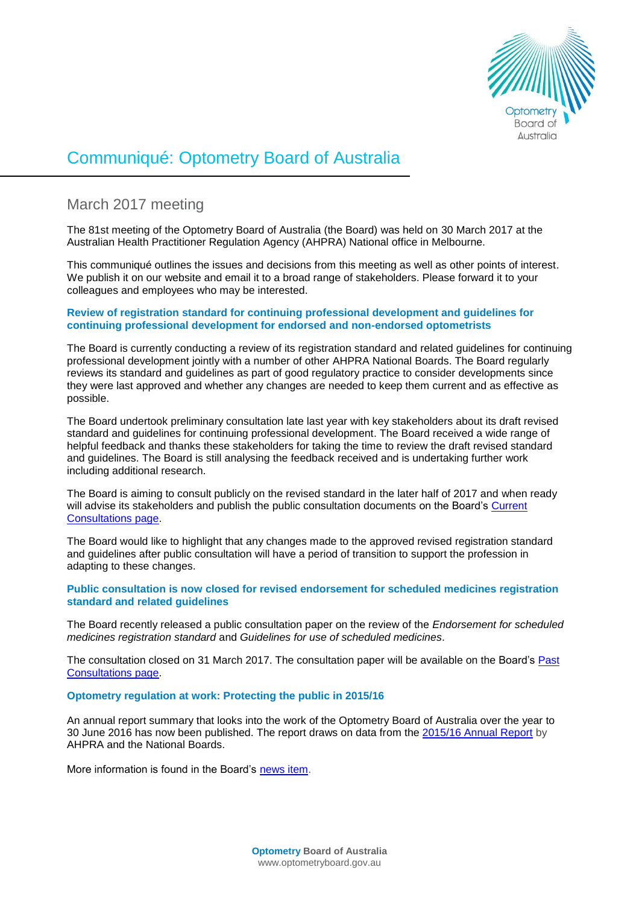# Communiqué: Optometry Board of Australia

## March 2017 meeting

The 81st meeting of the Optometry Board of Australia (the Board) was held on 30 March 2017 at the Australian Health Practitioner Regulation Agency (AHPRA) National office in Melbourne.

This communiqué outlines the issues and decisions from this meeting as well as other points of interest. We publish it on our website and email it to a broad range of stakeholders. Please forward it to your colleagues and employees who may be interested.

### Review of registration standard for continuing professional development and guidelines for continuing professional development for endorsed and non-endorsed optometrists

The Board is currently conducting a review of its registration standard and related guidelines for continuing professional development jointly with a number of other AHPRA National Boards. The Board regularly reviews its standard and guidelines as part of good regulatory practice to consider developments since they were last approved and whether any changes are needed to keep them current and as effective as possible.

The Board undertook preliminary consultation late last year with key stakeholders about its draft revised standard and guidelines for continuing professional development. The Board received a wide range of helpful feedback and thanks these stakeholders for taking the time to review the draft revised standard and guidelines. The Board is still analysing the feedback received and is undertaking further work including additional research.

The Board is aiming to consult publicly on the revised standard in the later half of 2017 and when ready will advise its stakeholders and publish the public consultation documents on the Board's [Current Consultations page](#).

The Board would like to highlight that any changes made to the approved revised registration standard and guidelines after public consultation will have a period of transition to support the profession in adapting to these changes.

### Public consultation is now closed for revised endorsement for scheduled medicines registration standard and related guidelines

The Board recently released a public consultation paper on the review of the *Endorsement for scheduled medicines registration standard* and *Guidelines for use of scheduled medicines*.

The consultation closed on 31 March 2017. The consultation paper will be available on the Board's [Past Consultations page](#).

### Optometry regulation at work: Protecting the public in 2015/16

An annual report summary that looks into the work of the Optometry Board of Australia over the year to 30 June 2016 has now been published. The report draws on data from the [2015/16 Annual Report](#) by AHPRA and the National Boards.

More information is found in the Board's [news item](#).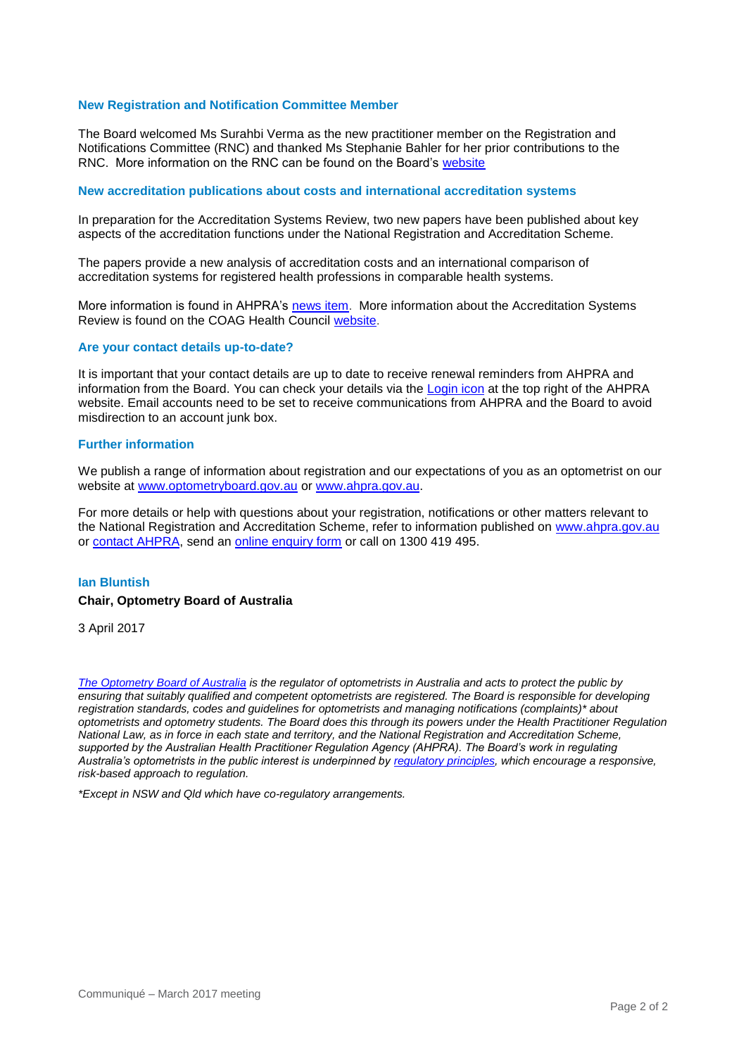## New Registration and Notification Committee Member

The Board welcomed Ms Surahbi Verma as the new practitioner member on the Registration and Notifications Committee (RNC) and thanked Ms Stephanie Bahler for her prior contributions to the RNC. More information on the RNC can be found on the Board's website

## New accreditation publications about costs and international accreditation systems

In preparation for the Accreditation Systems Review, two new papers have been published about key aspects of the accreditation functions under the National Registration and Accreditation Scheme.

The papers provide a new analysis of accreditation costs and an international comparison of accreditation systems for registered health professions in comparable health systems.

More information is found in AHPRA's news item. More information about the Accreditation Systems Review is found on the COAG Health Council website.

## Are your contact details up-to-date?

It is important that your contact details are up to date to receive renewal reminders from AHPRA and information from the Board. You can check your details via the Login icon at the top right of the AHPRA website. Email accounts need to be set to receive communications from AHPRA and the Board to avoid misdirection to an account junk box.

## Further information

We publish a range of information about registration and our expectations of you as an optometrist on our website at www.optometryboard.gov.au or www.ahpra.gov.au.

For more details or help with questions about your registration, notifications or other matters relevant to the National Registration and Accreditation Scheme, refer to information published on www.ahpra.gov.au or contact AHPRA, send an online enquiry form or call on 1300 419 495.

**Ian Bluntish**

**Chair, Optometry Board of Australia**

3 April 2017

*The Optometry Board of Australia is the regulator of optometrists in Australia and acts to protect the public by ensuring that suitably qualified and competent optometrists are registered. The Board is responsible for developing registration standards, codes and guidelines for optometrists and managing notifications (complaints)* about optometrists and optometry students. The Board does this through its powers under the Health Practitioner Regulation National Law, as in force in each state and territory, and the National Registration and Accreditation Scheme, supported by the Australian Health Practitioner Regulation Agency (AHPRA). The Board's work in regulating Australia's optometrists in the public interest is underpinned by regulatory principles, which encourage a responsive, risk-based approach to regulation.*

**Except in NSW and Qld which have co-regulatory arrangements.*